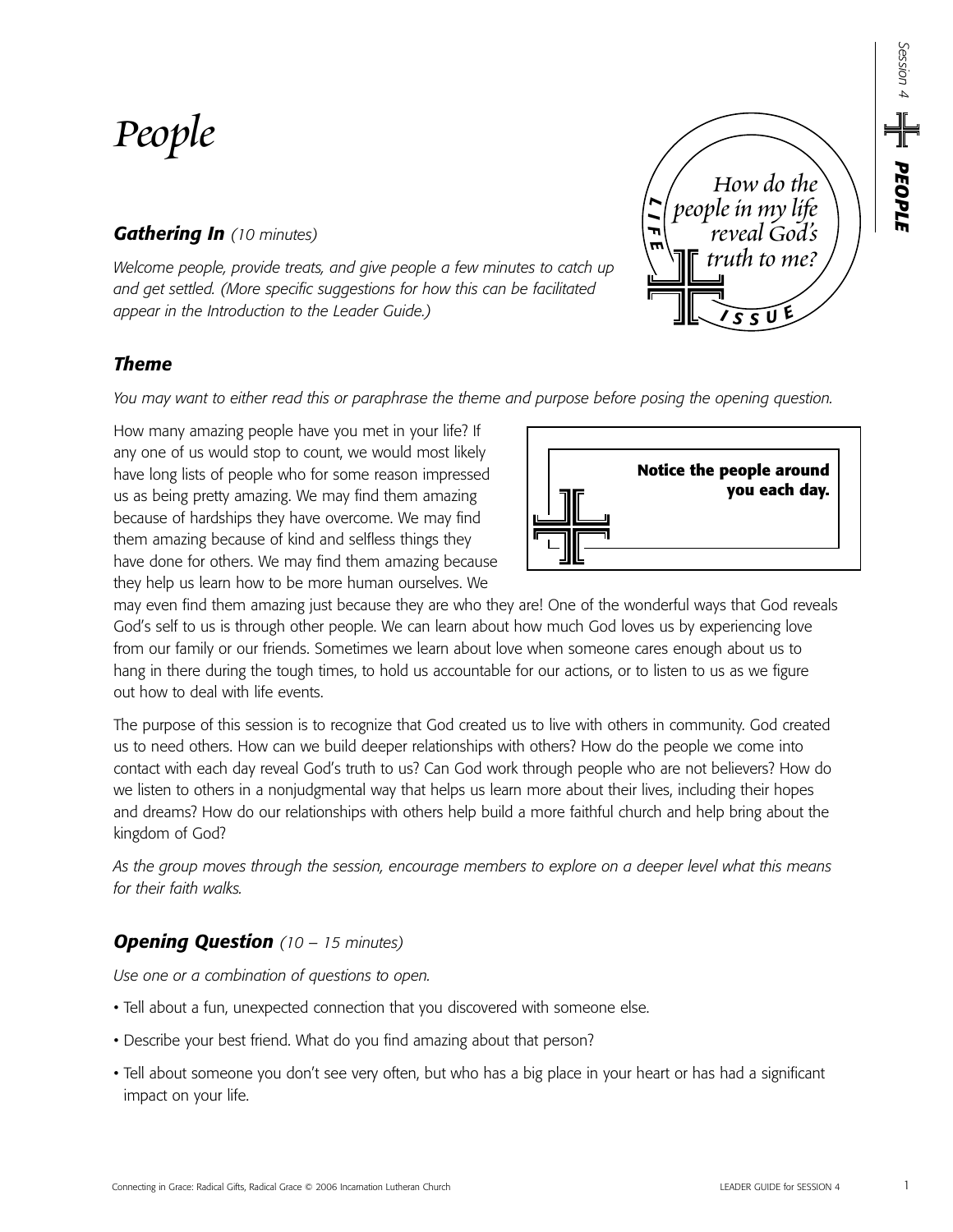# People

> How do the people in my life reveal God's truth to me?
>
> LIFE ISSUE

## Gathering In *(10 minutes)*

*Welcome people, provide treats, and give people a few minutes to catch up and get settled. (More specific suggestions for how this can be facilitated appear in the Introduction to the Leader Guide.)*

## Theme

*You may want to either read this or paraphrase the theme and purpose before posing the opening question.*

> **Notice the people around you each day.**

How many amazing people have you met in your life? If any one of us would stop to count, we would most likely have long lists of people who for some reason impressed us as being pretty amazing. We may find them amazing because of hardships they have overcome. We may find them amazing because of kind and selfless things they have done for others. We may find them amazing because they help us learn how to be more human ourselves. We may even find them amazing just because they are who they are! One of the wonderful ways that God reveals God's self to us is through other people. We can learn about how much God loves us by experiencing love from our family or our friends. Sometimes we learn about love when someone cares enough about us to hang in there during the tough times, to hold us accountable for our actions, or to listen to us as we figure out how to deal with life events.

The purpose of this session is to recognize that God created us to live with others in community. God created us to need others. How can we build deeper relationships with others? How do the people we come into contact with each day reveal God's truth to us? Can God work through people who are not believers? How do we listen to others in a nonjudgmental way that helps us learn more about their lives, including their hopes and dreams? How do our relationships with others help build a more faithful church and help bring about the kingdom of God?

*As the group moves through the session, encourage members to explore on a deeper level what this means for their faith walks.*

## Opening Question *(10 – 15 minutes)*

*Use one or a combination of questions to open.*

- Tell about a fun, unexpected connection that you discovered with someone else.
- Describe your best friend. What do you find amazing about that person?
- Tell about someone you don't see very often, but who has a big place in your heart or has had a significant impact on your life.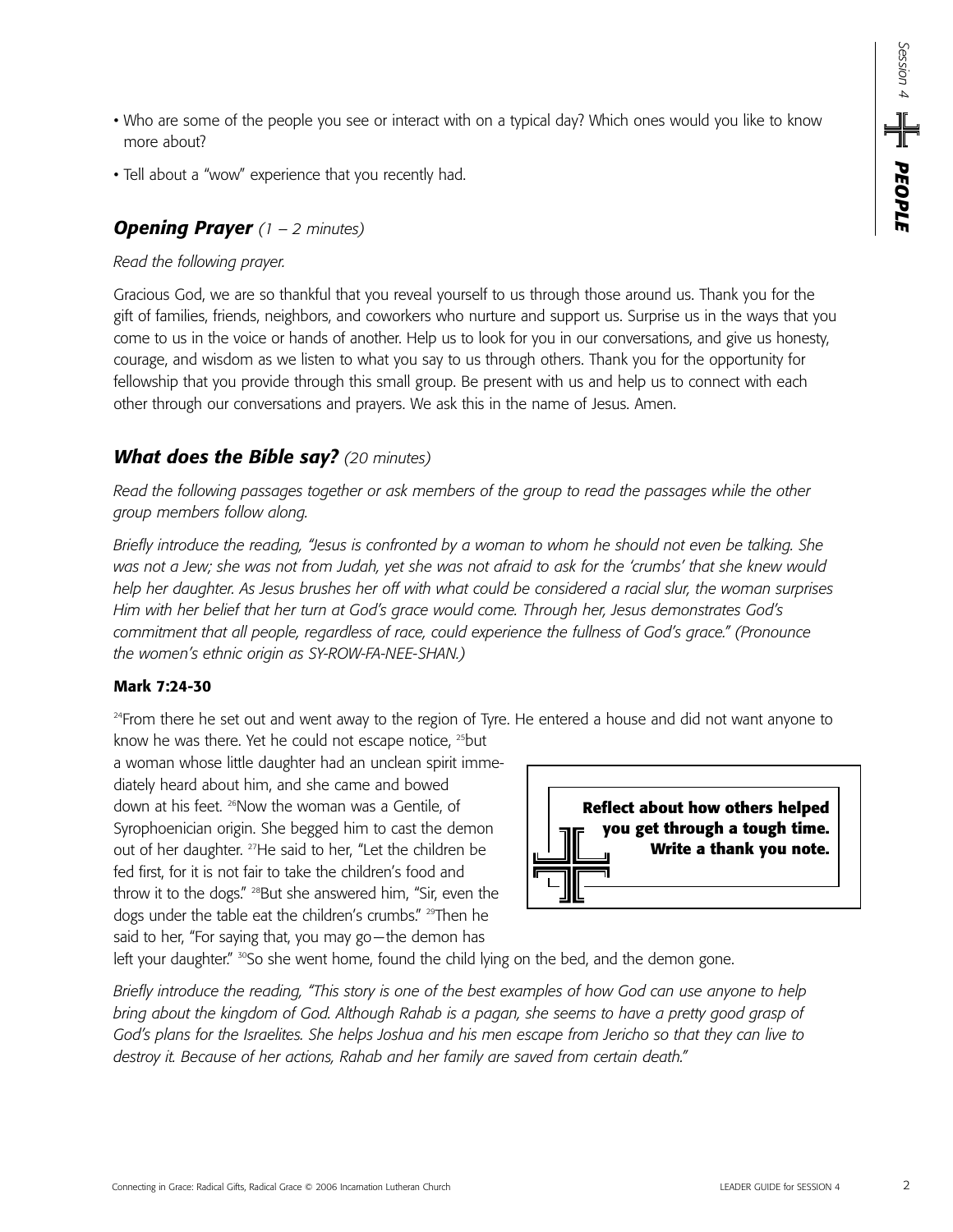- Who are some of the people you see or interact with on a typical day? Which ones would you like to know more about?
- Tell about a "wow" experience that you recently had.

## ***Opening Prayer*** *(1 – 2 minutes)*

*Read the following prayer.*

Gracious God, we are so thankful that you reveal yourself to us through those around us. Thank you for the gift of families, friends, neighbors, and coworkers who nurture and support us. Surprise us in the ways that you come to us in the voice or hands of another. Help us to look for you in our conversations, and give us honesty, courage, and wisdom as we listen to what you say to us through others. Thank you for the opportunity for fellowship that you provide through this small group. Be present with us and help us to connect with each other through our conversations and prayers. We ask this in the name of Jesus. Amen.

## ***What does the Bible say?*** *(20 minutes)*

*Read the following passages together or ask members of the group to read the passages while the other group members follow along.*

*Briefly introduce the reading, "Jesus is confronted by a woman to whom he should not even be talking. She was not a Jew; she was not from Judah, yet she was not afraid to ask for the 'crumbs' that she knew would help her daughter. As Jesus brushes her off with what could be considered a racial slur, the woman surprises Him with her belief that her turn at God's grace would come. Through her, Jesus demonstrates God's commitment that all people, regardless of race, could experience the fullness of God's grace." (Pronounce the women's ethnic origin as SY-ROW-FA-NEE-SHAN.)*

**Mark 7:24-30**

[24]From there he set out and went away to the region of Tyre. He entered a house and did not want anyone to know he was there. Yet he could not escape notice, [25]but a woman whose little daughter had an unclean spirit immediately heard about him, and she came and bowed down at his feet. [26]Now the woman was a Gentile, of Syrophoenician origin. She begged him to cast the demon out of her daughter. [27]He said to her, "Let the children be fed first, for it is not fair to take the children's food and throw it to the dogs." [28]But she answered him, "Sir, even the dogs under the table eat the children's crumbs." [29]Then he said to her, "For saying that, you may go—the demon has left your daughter." [30]So she went home, found the child lying on the bed, and the demon gone.

**Reflect about how others helped you get through a tough time. Write a thank you note.**

*Briefly introduce the reading, "This story is one of the best examples of how God can use anyone to help bring about the kingdom of God. Although Rahab is a pagan, she seems to have a pretty good grasp of God's plans for the Israelites. She helps Joshua and his men escape from Jericho so that they can live to destroy it. Because of her actions, Rahab and her family are saved from certain death."*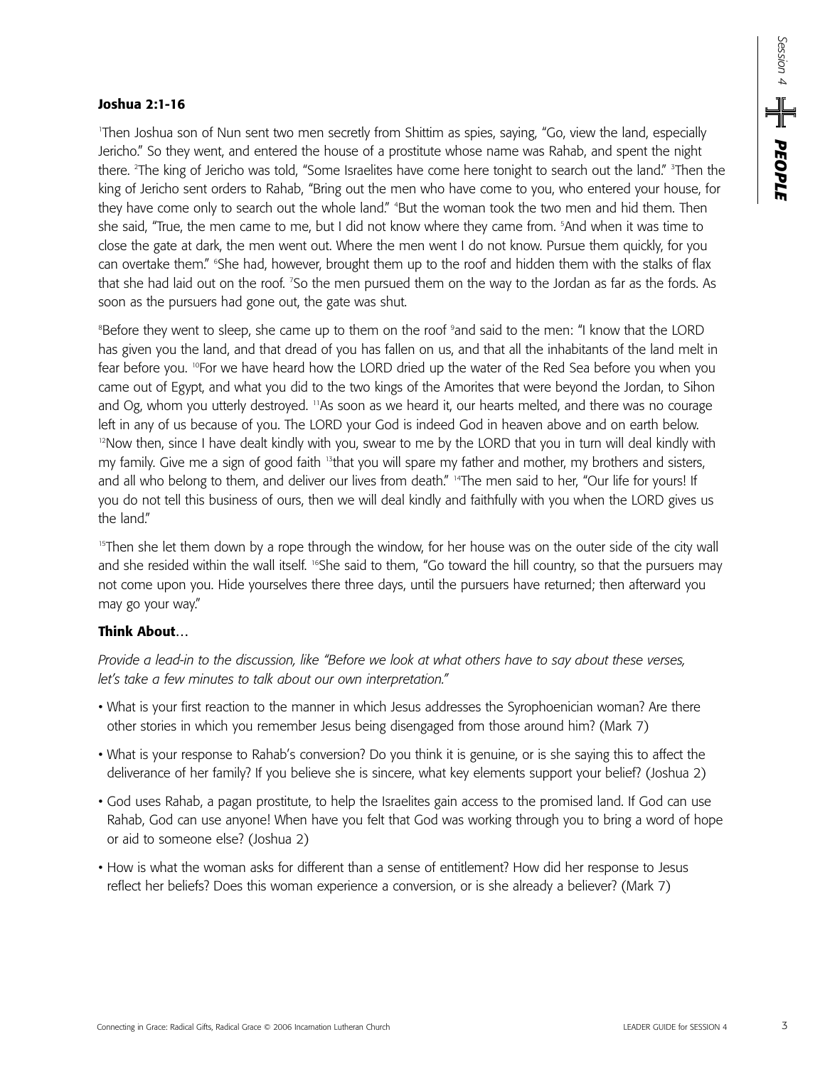### Joshua 2:1-16

[1]Then Joshua son of Nun sent two men secretly from Shittim as spies, saying, "Go, view the land, especially Jericho." So they went, and entered the house of a prostitute whose name was Rahab, and spent the night there. [2]The king of Jericho was told, "Some Israelites have come here tonight to search out the land." [3]Then the king of Jericho sent orders to Rahab, "Bring out the men who have come to you, who entered your house, for they have come only to search out the whole land." [4]But the woman took the two men and hid them. Then she said, "True, the men came to me, but I did not know where they came from. [5]And when it was time to close the gate at dark, the men went out. Where the men went I do not know. Pursue them quickly, for you can overtake them." [6]She had, however, brought them up to the roof and hidden them with the stalks of flax that she had laid out on the roof. [7]So the men pursued them on the way to the Jordan as far as the fords. As soon as the pursuers had gone out, the gate was shut.

[8]Before they went to sleep, she came up to them on the roof [9]and said to the men: "I know that the LORD has given you the land, and that dread of you has fallen on us, and that all the inhabitants of the land melt in fear before you. [10]For we have heard how the LORD dried up the water of the Red Sea before you when you came out of Egypt, and what you did to the two kings of the Amorites that were beyond the Jordan, to Sihon and Og, whom you utterly destroyed. [11]As soon as we heard it, our hearts melted, and there was no courage left in any of us because of you. The LORD your God is indeed God in heaven above and on earth below. [12]Now then, since I have dealt kindly with you, swear to me by the LORD that you in turn will deal kindly with my family. Give me a sign of good faith [13]that you will spare my father and mother, my brothers and sisters, and all who belong to them, and deliver our lives from death." [14]The men said to her, "Our life for yours! If you do not tell this business of ours, then we will deal kindly and faithfully with you when the LORD gives us the land."

[15]Then she let them down by a rope through the window, for her house was on the outer side of the city wall and she resided within the wall itself. [16]She said to them, "Go toward the hill country, so that the pursuers may not come upon you. Hide yourselves there three days, until the pursuers have returned; then afterward you may go your way."

### Think About…

*Provide a lead-in to the discussion, like "Before we look at what others have to say about these verses, let's take a few minutes to talk about our own interpretation."*

- What is your first reaction to the manner in which Jesus addresses the Syrophoenician woman? Are there other stories in which you remember Jesus being disengaged from those around him? (Mark 7)
- What is your response to Rahab's conversion? Do you think it is genuine, or is she saying this to affect the deliverance of her family? If you believe she is sincere, what key elements support your belief? (Joshua 2)
- God uses Rahab, a pagan prostitute, to help the Israelites gain access to the promised land. If God can use Rahab, God can use anyone! When have you felt that God was working through you to bring a word of hope or aid to someone else? (Joshua 2)
- How is what the woman asks for different than a sense of entitlement? How did her response to Jesus reflect her beliefs? Does this woman experience a conversion, or is she already a believer? (Mark 7)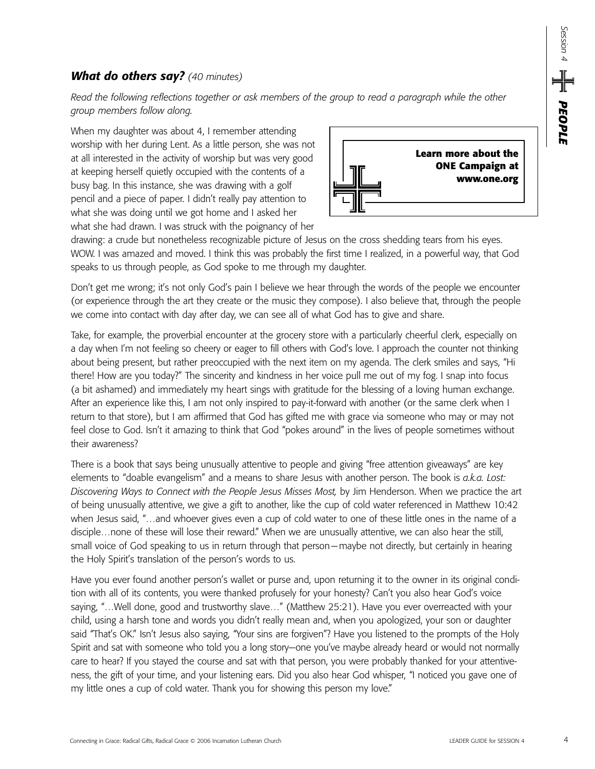## ***What do others say?*** *(40 minutes)*

*Read the following reflections together or ask members of the group to read a paragraph while the other group members follow along.*

**Learn more about the ONE Campaign at www.one.org**

When my daughter was about 4, I remember attending worship with her during Lent. As a little person, she was not at all interested in the activity of worship but was very good at keeping herself quietly occupied with the contents of a busy bag. In this instance, she was drawing with a golf pencil and a piece of paper. I didn't really pay attention to what she was doing until we got home and I asked her what she had drawn. I was struck with the poignancy of her drawing: a crude but nonetheless recognizable picture of Jesus on the cross shedding tears from his eyes. WOW. I was amazed and moved. I think this was probably the first time I realized, in a powerful way, that God speaks to us through people, as God spoke to me through my daughter.

Don't get me wrong; it's not only God's pain I believe we hear through the words of the people we encounter (or experience through the art they create or the music they compose). I also believe that, through the people we come into contact with day after day, we can see all of what God has to give and share.

Take, for example, the proverbial encounter at the grocery store with a particularly cheerful clerk, especially on a day when I'm not feeling so cheery or eager to fill others with God's love. I approach the counter not thinking about being present, but rather preoccupied with the next item on my agenda. The clerk smiles and says, "Hi there! How are you today?" The sincerity and kindness in her voice pull me out of my fog. I snap into focus (a bit ashamed) and immediately my heart sings with gratitude for the blessing of a loving human exchange. After an experience like this, I am not only inspired to pay-it-forward with another (or the same clerk when I return to that store), but I am affirmed that God has gifted me with grace via someone who may or may not feel close to God. Isn't it amazing to think that God "pokes around" in the lives of people sometimes without their awareness?

There is a book that says being unusually attentive to people and giving "free attention giveaways" are key elements to "doable evangelism" and a means to share Jesus with another person. The book is *a.k.a. Lost: Discovering Ways to Connect with the People Jesus Misses Most,* by Jim Henderson. When we practice the art of being unusually attentive, we give a gift to another, like the cup of cold water referenced in Matthew 10:42 when Jesus said, "…and whoever gives even a cup of cold water to one of these little ones in the name of a disciple…none of these will lose their reward." When we are unusually attentive, we can also hear the still, small voice of God speaking to us in return through that person—maybe not directly, but certainly in hearing the Holy Spirit's translation of the person's words to us.

Have you ever found another person's wallet or purse and, upon returning it to the owner in its original condition with all of its contents, you were thanked profusely for your honesty? Can't you also hear God's voice saying, "…Well done, good and trustworthy slave…" (Matthew 25:21). Have you ever overreacted with your child, using a harsh tone and words you didn't really mean and, when you apologized, your son or daughter said "That's OK." Isn't Jesus also saying, "Your sins are forgiven"? Have you listened to the prompts of the Holy Spirit and sat with someone who told you a long story—one you've maybe already heard or would not normally care to hear? If you stayed the course and sat with that person, you were probably thanked for your attentiveness, the gift of your time, and your listening ears. Did you also hear God whisper, "I noticed you gave one of my little ones a cup of cold water. Thank you for showing this person my love."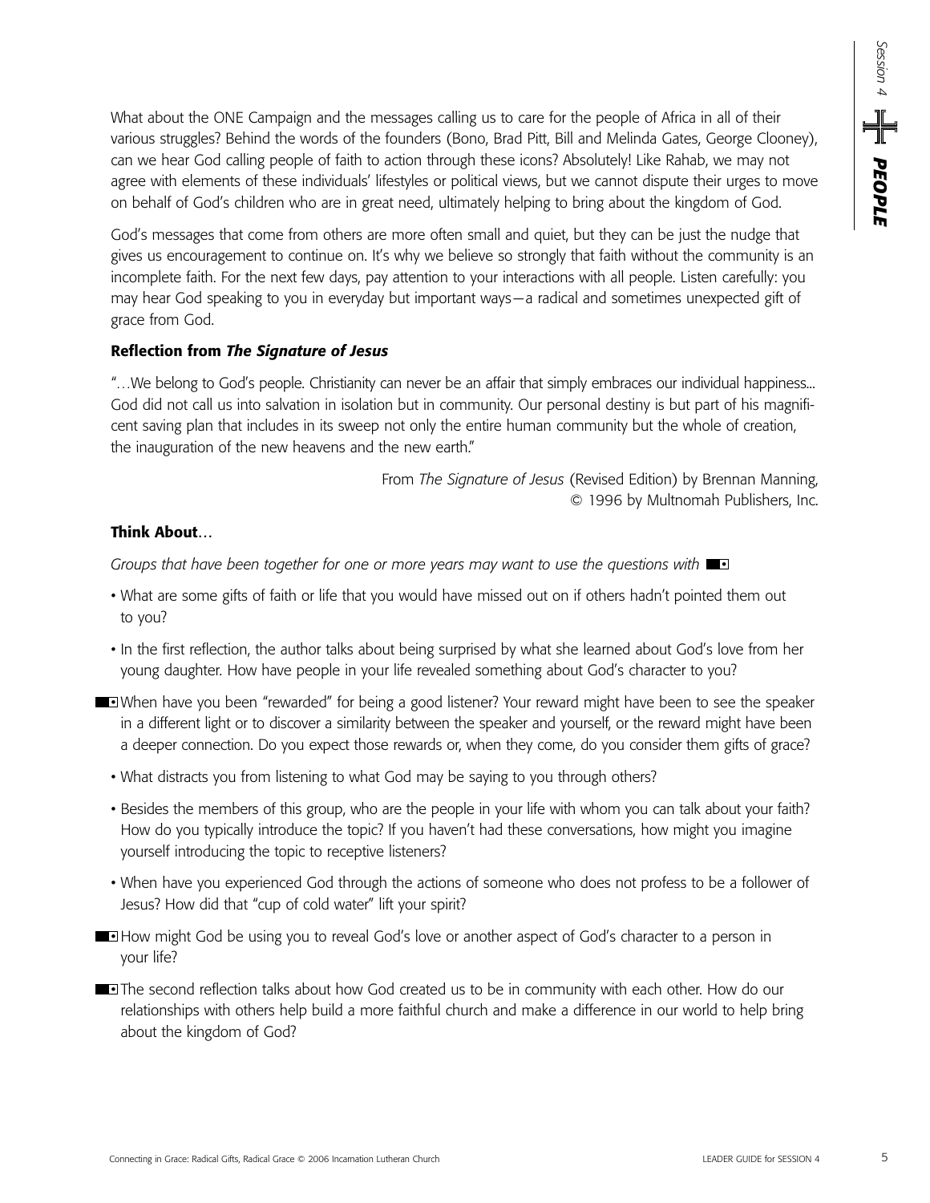What about the ONE Campaign and the messages calling us to care for the people of Africa in all of their various struggles? Behind the words of the founders (Bono, Brad Pitt, Bill and Melinda Gates, George Clooney), can we hear God calling people of faith to action through these icons? Absolutely! Like Rahab, we may not agree with elements of these individuals' lifestyles or political views, but we cannot dispute their urges to move on behalf of God's children who are in great need, ultimately helping to bring about the kingdom of God.

God's messages that come from others are more often small and quiet, but they can be just the nudge that gives us encouragement to continue on. It's why we believe so strongly that faith without the community is an incomplete faith. For the next few days, pay attention to your interactions with all people. Listen carefully: you may hear God speaking to you in everyday but important ways—a radical and sometimes unexpected gift of grace from God.

### Reflection from *The Signature of Jesus*

"…We belong to God's people. Christianity can never be an affair that simply embraces our individual happiness... God did not call us into salvation in isolation but in community. Our personal destiny is but part of his magnificent saving plan that includes in its sweep not only the entire human community but the whole of creation, the inauguration of the new heavens and the new earth."

From *The Signature of Jesus* (Revised Edition) by Brennan Manning,
© 1996 by Multnomah Publishers, Inc.

### Think About…

*Groups that have been together for one or more years may want to use the questions with* ■▪

- What are some gifts of faith or life that you would have missed out on if others hadn't pointed them out to you?
- In the first reflection, the author talks about being surprised by what she learned about God's love from her young daughter. How have people in your life revealed something about God's character to you?
- ■▪ When have you been "rewarded" for being a good listener? Your reward might have been to see the speaker in a different light or to discover a similarity between the speaker and yourself, or the reward might have been a deeper connection. Do you expect those rewards or, when they come, do you consider them gifts of grace?
- What distracts you from listening to what God may be saying to you through others?
- Besides the members of this group, who are the people in your life with whom you can talk about your faith? How do you typically introduce the topic? If you haven't had these conversations, how might you imagine yourself introducing the topic to receptive listeners?
- When have you experienced God through the actions of someone who does not profess to be a follower of Jesus? How did that "cup of cold water" lift your spirit?
- ■▪ How might God be using you to reveal God's love or another aspect of God's character to a person in your life?
- ■▪ The second reflection talks about how God created us to be in community with each other. How do our relationships with others help build a more faithful church and make a difference in our world to help bring about the kingdom of God?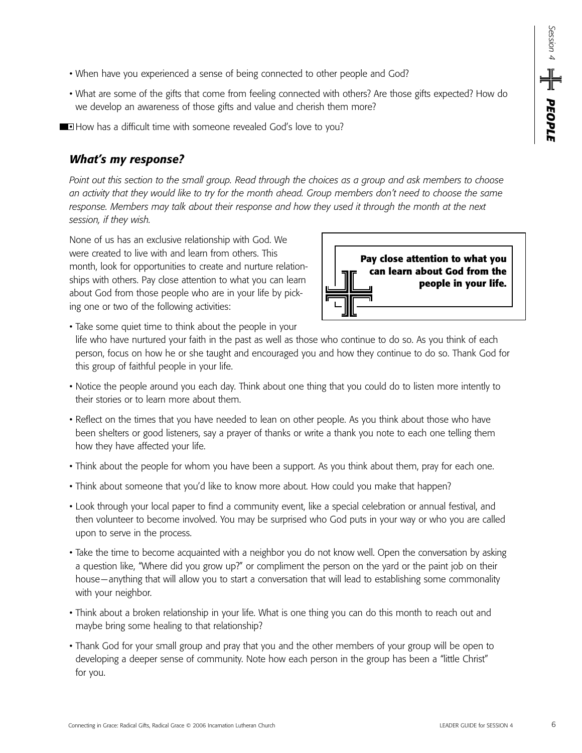- When have you experienced a sense of being connected to other people and God?
- What are some of the gifts that come from feeling connected with others? Are those gifts expected? How do we develop an awareness of those gifts and value and cherish them more?

How has a difficult time with someone revealed God's love to you?

### *What's my response?*

*Point out this section to the small group. Read through the choices as a group and ask members to choose an activity that they would like to try for the month ahead. Group members don't need to choose the same response. Members may talk about their response and how they used it through the month at the next session, if they wish.*

None of us has an exclusive relationship with God. We were created to live with and learn from others. This month, look for opportunities to create and nurture relationships with others. Pay close attention to what you can learn about God from those people who are in your life by picking one or two of the following activities:

> **Pay close attention to what you can learn about God from the people in your life.**

- Take some quiet time to think about the people in your life who have nurtured your faith in the past as well as those who continue to do so. As you think of each person, focus on how he or she taught and encouraged you and how they continue to do so. Thank God for this group of faithful people in your life.
- Notice the people around you each day. Think about one thing that you could do to listen more intently to their stories or to learn more about them.
- Reflect on the times that you have needed to lean on other people. As you think about those who have been shelters or good listeners, say a prayer of thanks or write a thank you note to each one telling them how they have affected your life.
- Think about the people for whom you have been a support. As you think about them, pray for each one.
- Think about someone that you'd like to know more about. How could you make that happen?
- Look through your local paper to find a community event, like a special celebration or annual festival, and then volunteer to become involved. You may be surprised who God puts in your way or who you are called upon to serve in the process.
- Take the time to become acquainted with a neighbor you do not know well. Open the conversation by asking a question like, "Where did you grow up?" or compliment the person on the yard or the paint job on their house—anything that will allow you to start a conversation that will lead to establishing some commonality with your neighbor.
- Think about a broken relationship in your life. What is one thing you can do this month to reach out and maybe bring some healing to that relationship?
- Thank God for your small group and pray that you and the other members of your group will be open to developing a deeper sense of community. Note how each person in the group has been a "little Christ" for you.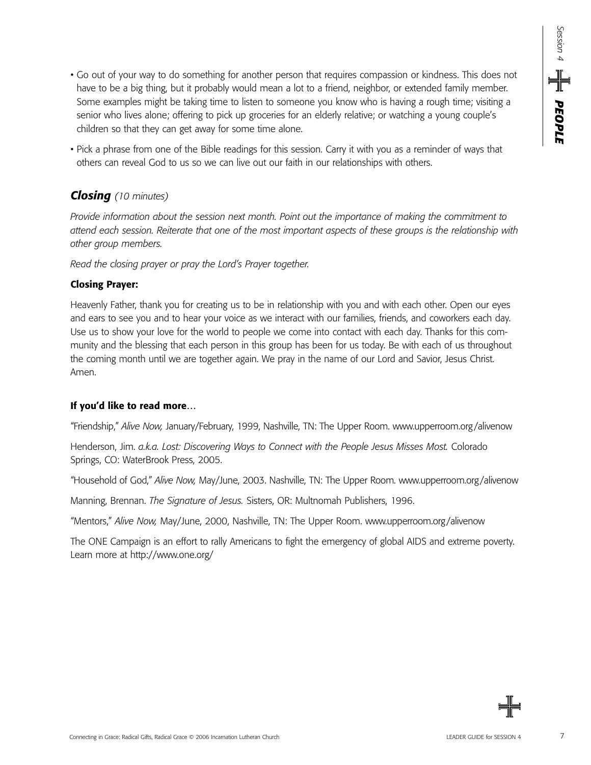- Go out of your way to do something for another person that requires compassion or kindness. This does not have to be a big thing, but it probably would mean a lot to a friend, neighbor, or extended family member. Some examples might be taking time to listen to someone you know who is having a rough time; visiting a senior who lives alone; offering to pick up groceries for an elderly relative; or watching a young couple's children so that they can get away for some time alone.
- Pick a phrase from one of the Bible readings for this session. Carry it with you as a reminder of ways that others can reveal God to us so we can live out our faith in our relationships with others.

## *Closing* *(10 minutes)*

*Provide information about the session next month. Point out the importance of making the commitment to attend each session. Reiterate that one of the most important aspects of these groups is the relationship with other group members.*

*Read the closing prayer or pray the Lord's Prayer together.*

**Closing Prayer:**

Heavenly Father, thank you for creating us to be in relationship with you and with each other. Open our eyes and ears to see you and to hear your voice as we interact with our families, friends, and coworkers each day. Use us to show your love for the world to people we come into contact with each day. Thanks for this community and the blessing that each person in this group has been for us today. Be with each of us throughout the coming month until we are together again. We pray in the name of our Lord and Savior, Jesus Christ. Amen.

**If you'd like to read more**…

"Friendship," *Alive Now,* January/February, 1999, Nashville, TN: The Upper Room. www.upperroom.org/alivenow

Henderson, Jim. *a.k.a. Lost: Discovering Ways to Connect with the People Jesus Misses Most.* Colorado Springs, CO: WaterBrook Press, 2005.

"Household of God," *Alive Now,* May/June, 2003. Nashville, TN: The Upper Room. www.upperroom.org/alivenow

Manning, Brennan. *The Signature of Jesus.* Sisters, OR: Multnomah Publishers, 1996.

"Mentors," *Alive Now,* May/June, 2000, Nashville, TN: The Upper Room. www.upperroom.org/alivenow

The ONE Campaign is an effort to rally Americans to fight the emergency of global AIDS and extreme poverty. Learn more at http://www.one.org/